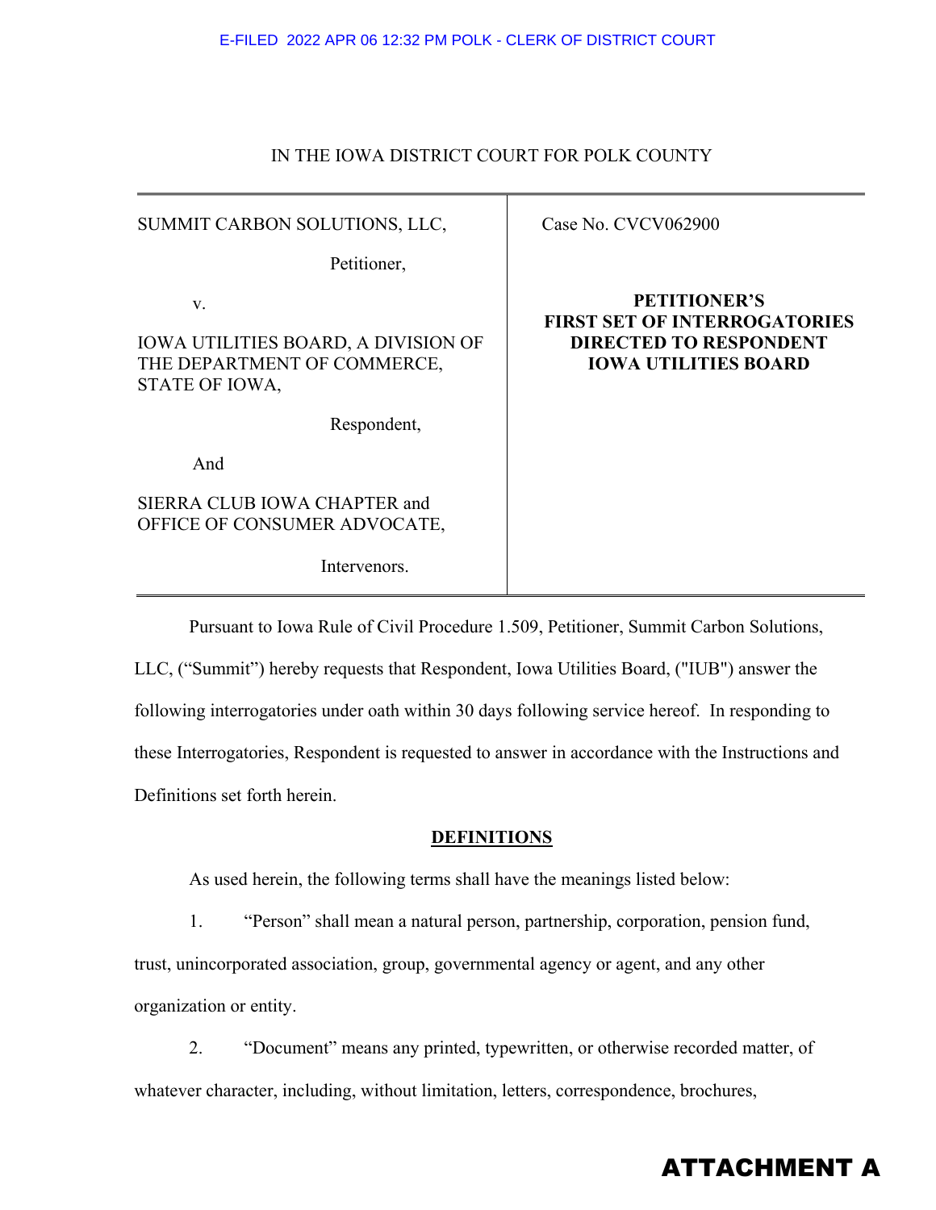E-FILED 2022 APR 06 12:32 PM POLK - CLERK OF DISTRICT COURT

IN THE IOWA DISTRICT COURT FOR POLK COUNTY

| | |
|---|---|
| SUMMIT CARBON SOLUTIONS, LLC,<br><br>Petitioner,<br><br>v.<br><br>IOWA UTILITIES BOARD, A DIVISION OF THE DEPARTMENT OF COMMERCE, STATE OF IOWA,<br><br>Respondent,<br><br>And<br><br>SIERRA CLUB IOWA CHAPTER and OFFICE OF CONSUMER ADVOCATE,<br><br>Intervenors. | Case No. CVCV062900<br><br>**PETITIONER'S FIRST SET OF INTERROGATORIES DIRECTED TO RESPONDENT IOWA UTILITIES BOARD** |

Pursuant to Iowa Rule of Civil Procedure 1.509, Petitioner, Summit Carbon Solutions, LLC, ("Summit") hereby requests that Respondent, Iowa Utilities Board, ("IUB") answer the following interrogatories under oath within 30 days following service hereof. In responding to these Interrogatories, Respondent is requested to answer in accordance with the Instructions and Definitions set forth herein.

## DEFINITIONS

As used herein, the following terms shall have the meanings listed below:

1. "Person" shall mean a natural person, partnership, corporation, pension fund, trust, unincorporated association, group, governmental agency or agent, and any other organization or entity.

2. "Document" means any printed, typewritten, or otherwise recorded matter, of whatever character, including, without limitation, letters, correspondence, brochures,

**ATTACHMENT A**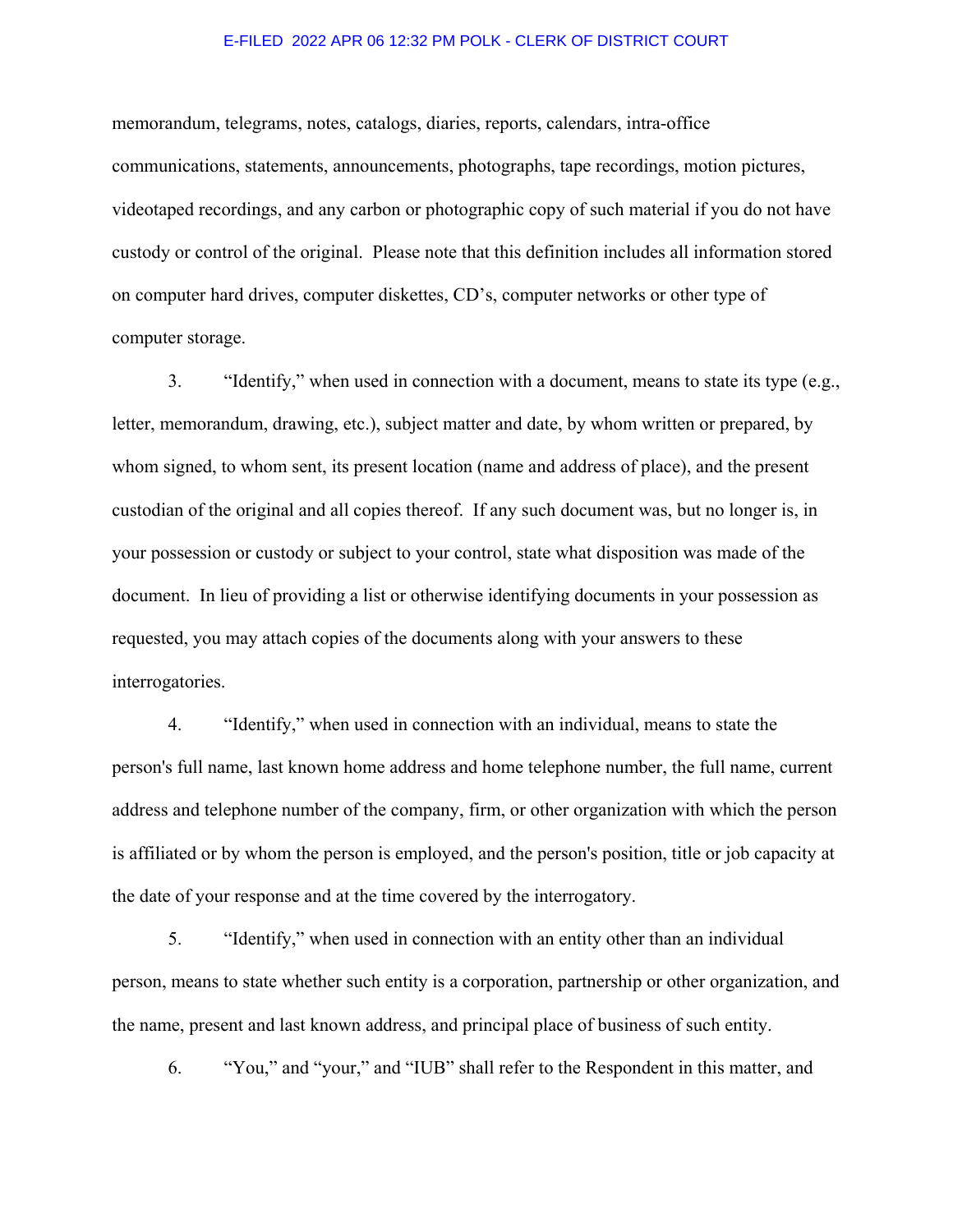memorandum, telegrams, notes, catalogs, diaries, reports, calendars, intra-office communications, statements, announcements, photographs, tape recordings, motion pictures, videotaped recordings, and any carbon or photographic copy of such material if you do not have custody or control of the original. Please note that this definition includes all information stored on computer hard drives, computer diskettes, CD's, computer networks or other type of computer storage.

3. "Identify," when used in connection with a document, means to state its type (e.g., letter, memorandum, drawing, etc.), subject matter and date, by whom written or prepared, by whom signed, to whom sent, its present location (name and address of place), and the present custodian of the original and all copies thereof. If any such document was, but no longer is, in your possession or custody or subject to your control, state what disposition was made of the document. In lieu of providing a list or otherwise identifying documents in your possession as requested, you may attach copies of the documents along with your answers to these interrogatories.

4. "Identify," when used in connection with an individual, means to state the person's full name, last known home address and home telephone number, the full name, current address and telephone number of the company, firm, or other organization with which the person is affiliated or by whom the person is employed, and the person's position, title or job capacity at the date of your response and at the time covered by the interrogatory.

5. "Identify," when used in connection with an entity other than an individual person, means to state whether such entity is a corporation, partnership or other organization, and the name, present and last known address, and principal place of business of such entity.

6. "You," and "your," and "IUB" shall refer to the Respondent in this matter, and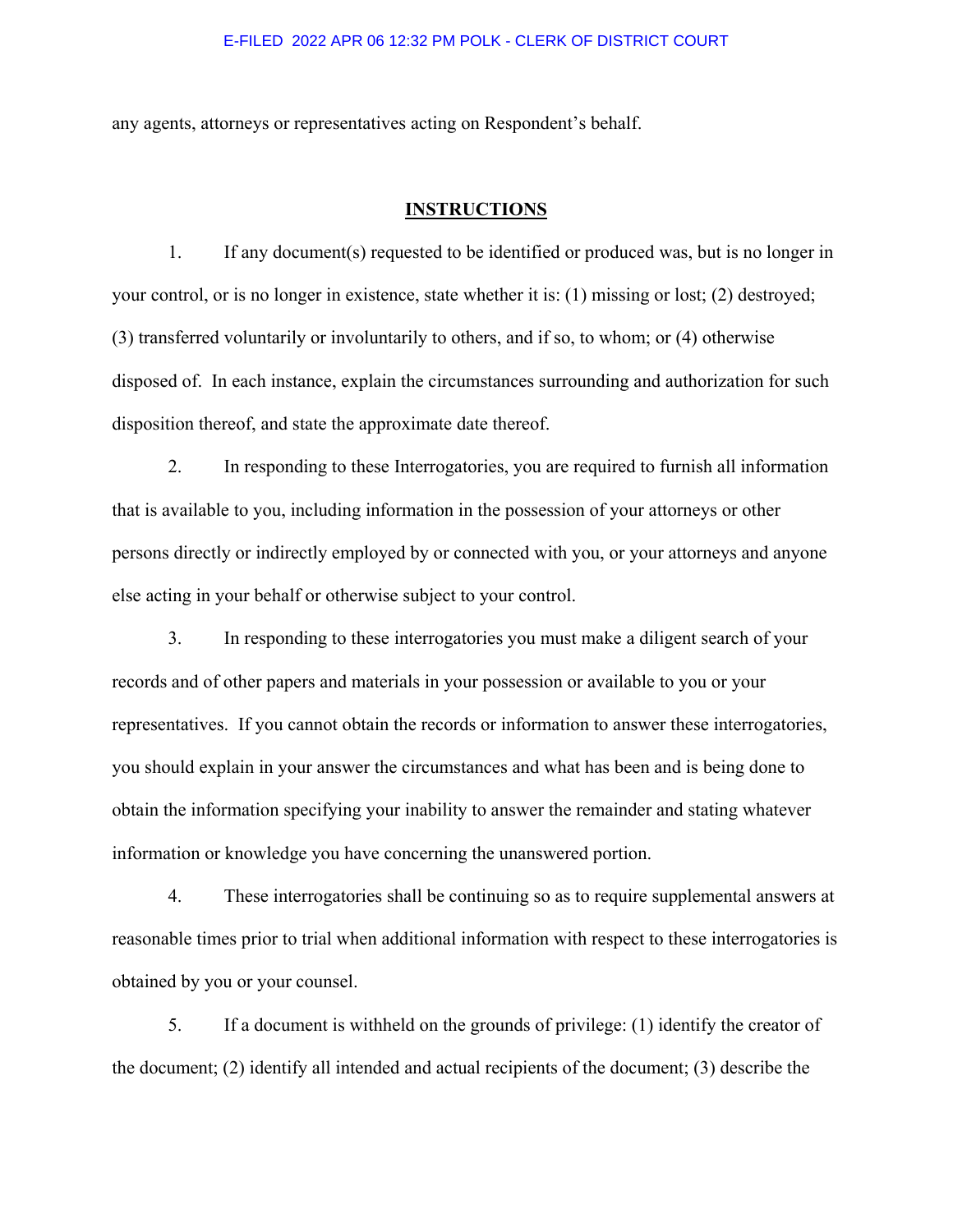any agents, attorneys or representatives acting on Respondent's behalf.

## INSTRUCTIONS

1. If any document(s) requested to be identified or produced was, but is no longer in your control, or is no longer in existence, state whether it is: (1) missing or lost; (2) destroyed; (3) transferred voluntarily or involuntarily to others, and if so, to whom; or (4) otherwise disposed of. In each instance, explain the circumstances surrounding and authorization for such disposition thereof, and state the approximate date thereof.

2. In responding to these Interrogatories, you are required to furnish all information that is available to you, including information in the possession of your attorneys or other persons directly or indirectly employed by or connected with you, or your attorneys and anyone else acting in your behalf or otherwise subject to your control.

3. In responding to these interrogatories you must make a diligent search of your records and of other papers and materials in your possession or available to you or your representatives. If you cannot obtain the records or information to answer these interrogatories, you should explain in your answer the circumstances and what has been and is being done to obtain the information specifying your inability to answer the remainder and stating whatever information or knowledge you have concerning the unanswered portion.

4. These interrogatories shall be continuing so as to require supplemental answers at reasonable times prior to trial when additional information with respect to these interrogatories is obtained by you or your counsel.

5. If a document is withheld on the grounds of privilege: (1) identify the creator of the document; (2) identify all intended and actual recipients of the document; (3) describe the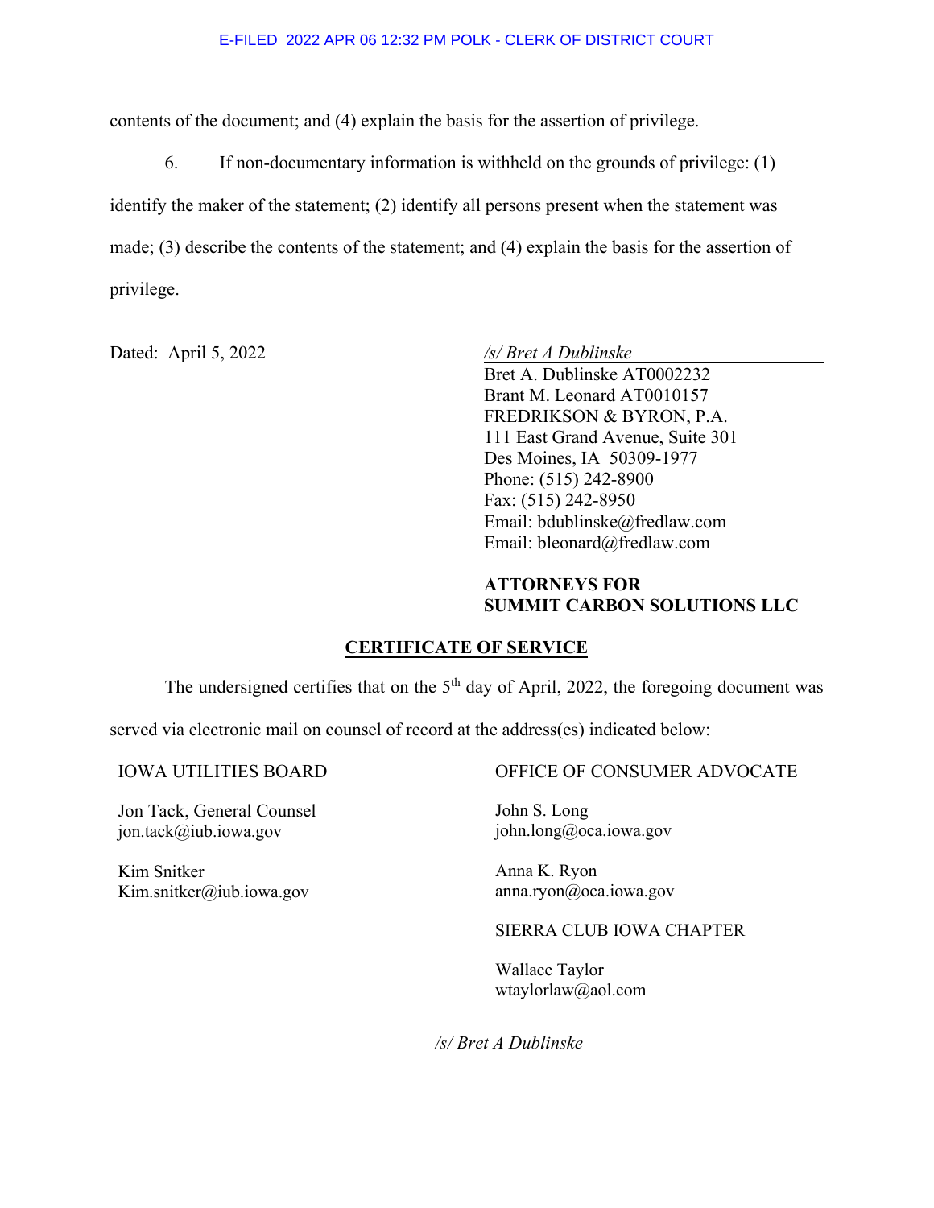contents of the document; and (4) explain the basis for the assertion of privilege.

6. If non-documentary information is withheld on the grounds of privilege: (1) identify the maker of the statement; (2) identify all persons present when the statement was made; (3) describe the contents of the statement; and (4) explain the basis for the assertion of privilege.

Dated: April 5, 2022

*/s/ Bret A Dublinske*
Bret A. Dublinske AT0002232
Brant M. Leonard AT0010157
FREDRIKSON & BYRON, P.A.
111 East Grand Avenue, Suite 301
Des Moines, IA 50309-1977
Phone: (515) 242-8900
Fax: (515) 242-8950
Email: bdublinske@fredlaw.com
Email: bleonard@fredlaw.com

**ATTORNEYS FOR
SUMMIT CARBON SOLUTIONS LLC**

## CERTIFICATE OF SERVICE

The undersigned certifies that on the 5th day of April, 2022, the foregoing document was served via electronic mail on counsel of record at the address(es) indicated below:

IOWA UTILITIES BOARD

Jon Tack, General Counsel
jon.tack@iub.iowa.gov

Kim Snitker
Kim.snitker@iub.iowa.gov

OFFICE OF CONSUMER ADVOCATE

John S. Long
john.long@oca.iowa.gov

Anna K. Ryon
anna.ryon@oca.iowa.gov

SIERRA CLUB IOWA CHAPTER

Wallace Taylor
wtaylorlaw@aol.com

*/s/ Bret A Dublinske*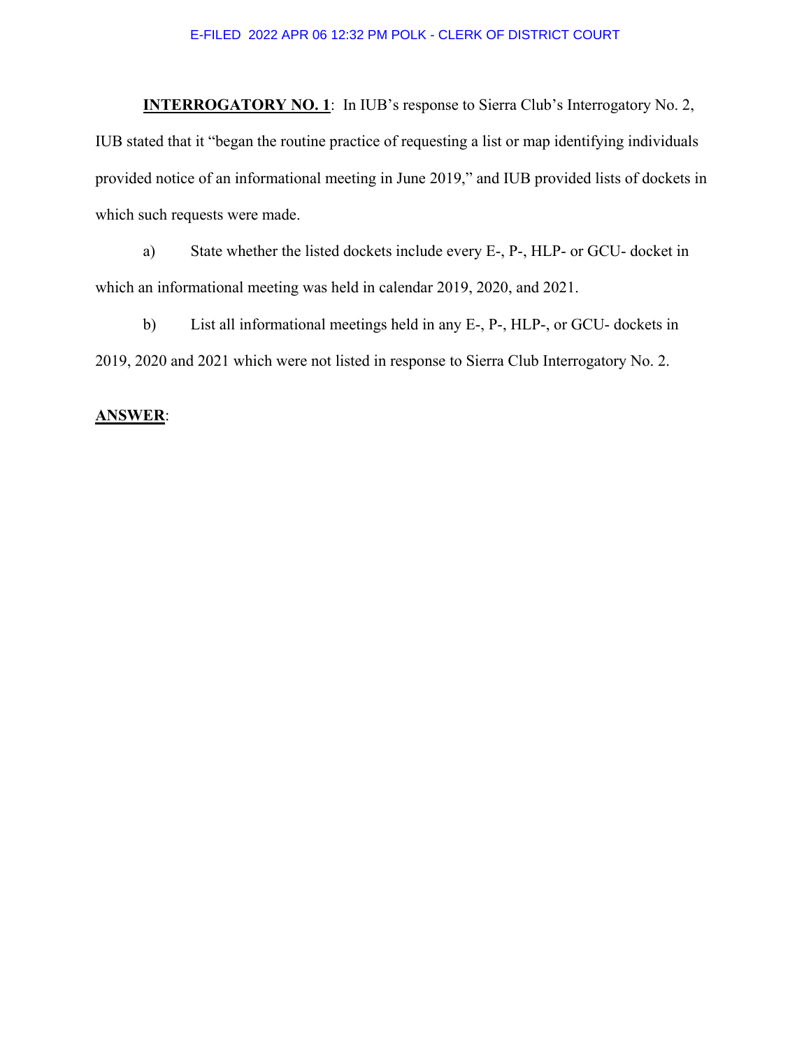**INTERROGATORY NO. 1**: In IUB's response to Sierra Club's Interrogatory No. 2, IUB stated that it "began the routine practice of requesting a list or map identifying individuals provided notice of an informational meeting in June 2019," and IUB provided lists of dockets in which such requests were made.

a) State whether the listed dockets include every E-, P-, HLP- or GCU- docket in which an informational meeting was held in calendar 2019, 2020, and 2021.

b) List all informational meetings held in any E-, P-, HLP-, or GCU- dockets in 2019, 2020 and 2021 which were not listed in response to Sierra Club Interrogatory No. 2.

**ANSWER**: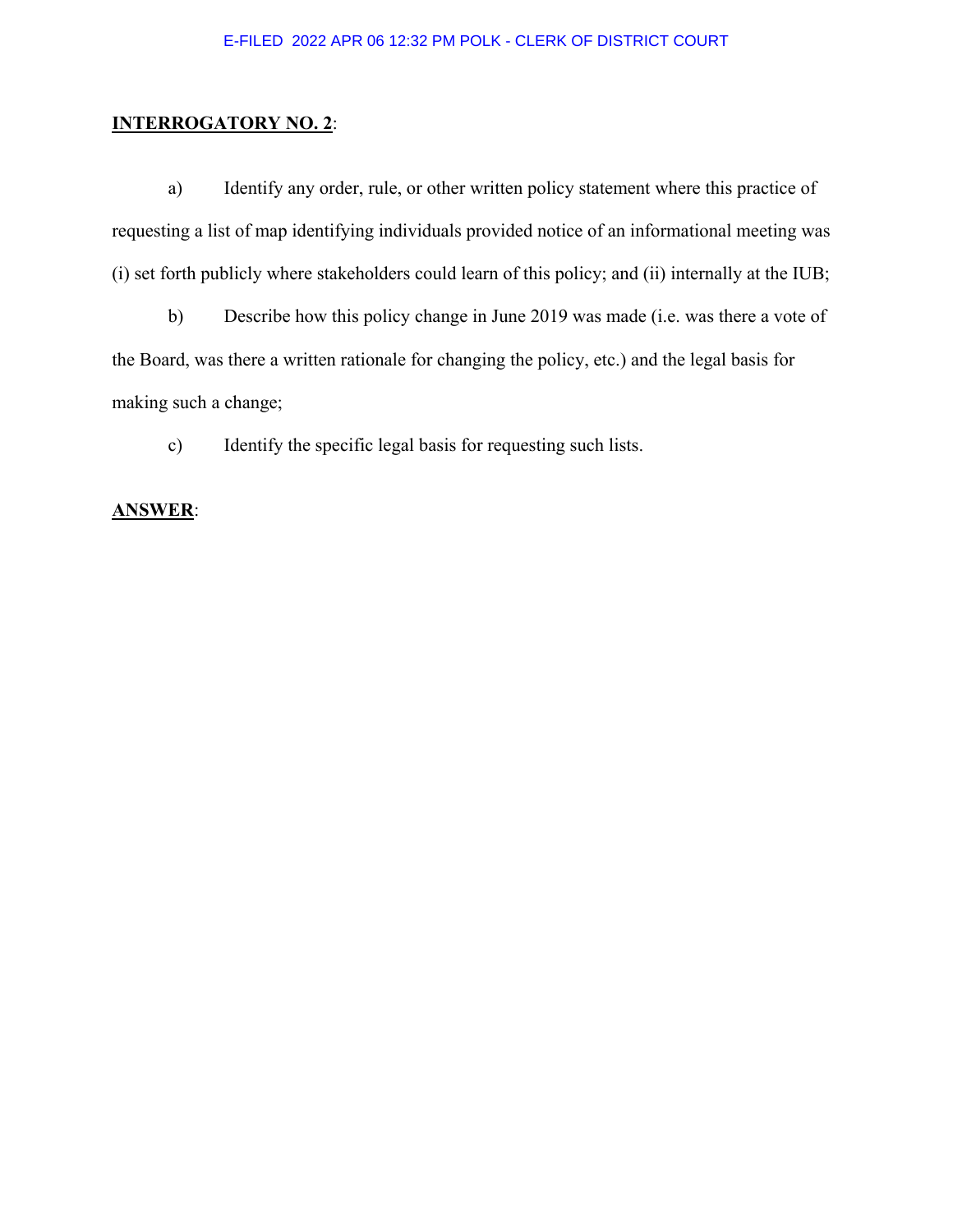**INTERROGATORY NO. 2**:

a) Identify any order, rule, or other written policy statement where this practice of requesting a list of map identifying individuals provided notice of an informational meeting was (i) set forth publicly where stakeholders could learn of this policy; and (ii) internally at the IUB;

b) Describe how this policy change in June 2019 was made (i.e. was there a vote of the Board, was there a written rationale for changing the policy, etc.) and the legal basis for making such a change;

c) Identify the specific legal basis for requesting such lists.

**ANSWER**: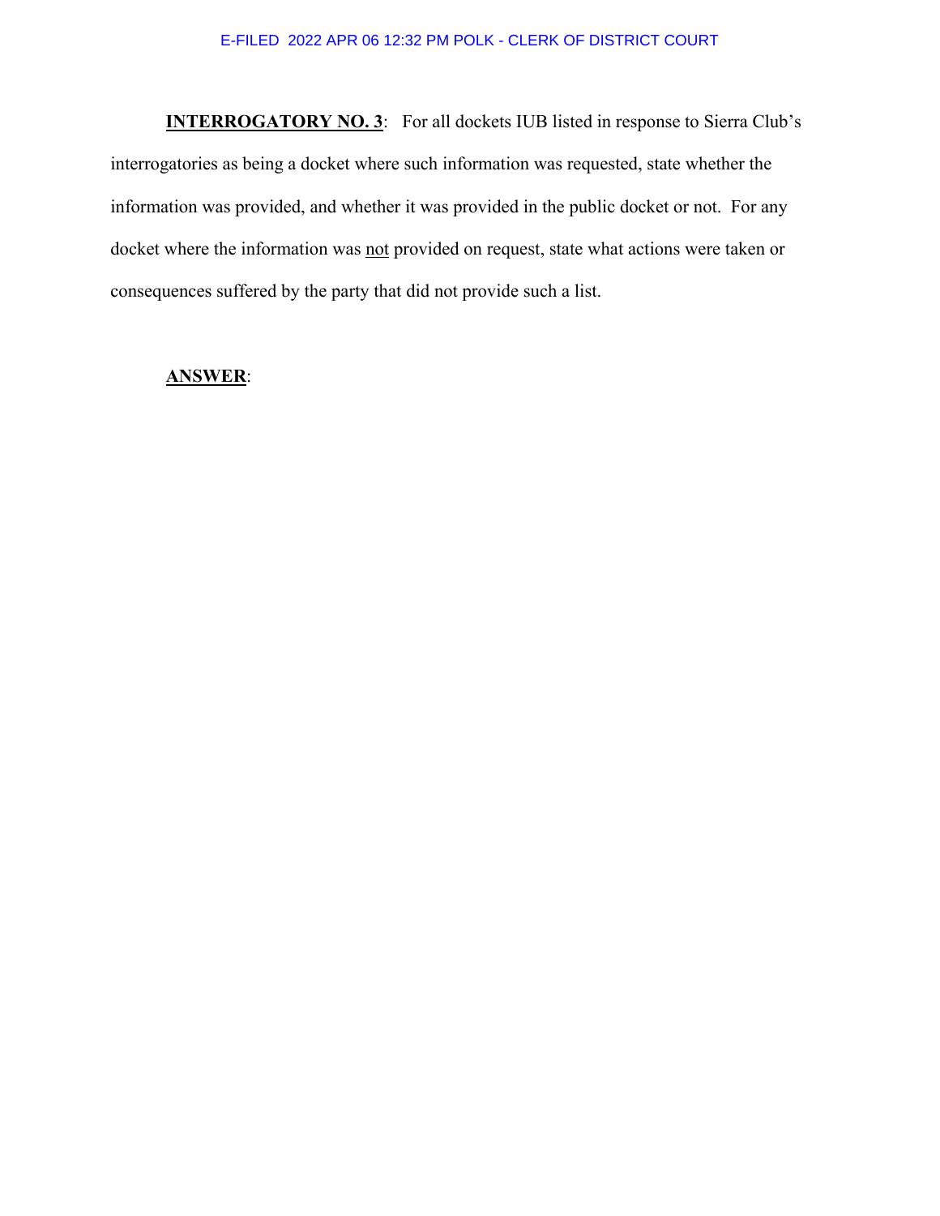**INTERROGATORY NO. 3**: For all dockets IUB listed in response to Sierra Club's interrogatories as being a docket where such information was requested, state whether the information was provided, and whether it was provided in the public docket or not. For any docket where the information was not provided on request, state what actions were taken or consequences suffered by the party that did not provide such a list.

**ANSWER**: